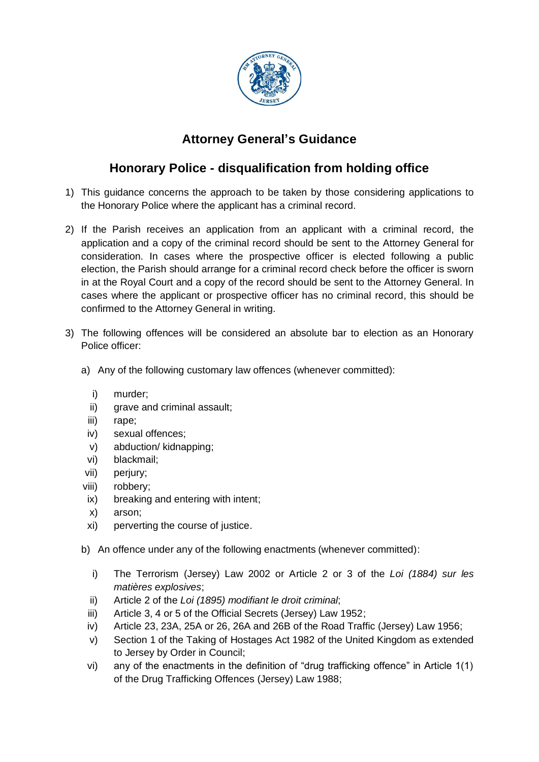# Attorney General's Guidance

## Honorary Police - disqualification from holding office

1) This guidance concerns the approach to be taken by those considering applications to the Honorary Police where the applicant has a criminal record.

2) If the Parish receives an application from an applicant with a criminal record, the application and a copy of the criminal record should be sent to the Attorney General for consideration. In cases where the prospective officer is elected following a public election, the Parish should arrange for a criminal record check before the officer is sworn in at the Royal Court and a copy of the record should be sent to the Attorney General. In cases where the applicant or prospective officer has no criminal record, this should be confirmed to the Attorney General in writing.

3) The following offences will be considered an absolute bar to election as an Honorary Police officer:

   a) Any of the following customary law offences (whenever committed):

      i) murder;
      ii) grave and criminal assault;
      iii) rape;
      iv) sexual offences;
      v) abduction/ kidnapping;
      vi) blackmail;
      vii) perjury;
      viii) robbery;
      ix) breaking and entering with intent;
      x) arson;
      xi) perverting the course of justice.

   b) An offence under any of the following enactments (whenever committed):

      i) The Terrorism (Jersey) Law 2002 or Article 2 or 3 of the *Loi (1884) sur les matières explosives*;
      ii) Article 2 of the *Loi (1895) modifiant le droit criminal*;
      iii) Article 3, 4 or 5 of the Official Secrets (Jersey) Law 1952;
      iv) Article 23, 23A, 25A or 26, 26A and 26B of the Road Traffic (Jersey) Law 1956;
      v) Section 1 of the Taking of Hostages Act 1982 of the United Kingdom as extended to Jersey by Order in Council;
      vi) any of the enactments in the definition of "drug trafficking offence" in Article 1(1) of the Drug Trafficking Offences (Jersey) Law 1988;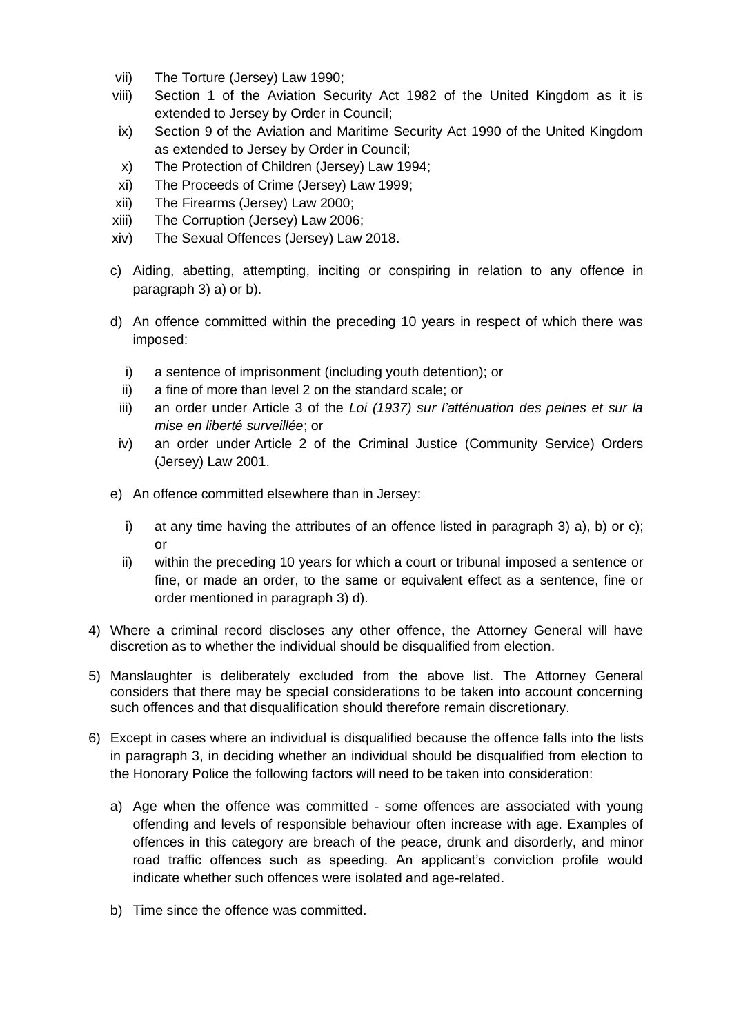vii) The Torture (Jersey) Law 1990;
viii) Section 1 of the Aviation Security Act 1982 of the United Kingdom as it is extended to Jersey by Order in Council;
ix) Section 9 of the Aviation and Maritime Security Act 1990 of the United Kingdom as extended to Jersey by Order in Council;
x) The Protection of Children (Jersey) Law 1994;
xi) The Proceeds of Crime (Jersey) Law 1999;
xii) The Firearms (Jersey) Law 2000;
xiii) The Corruption (Jersey) Law 2006;
xiv) The Sexual Offences (Jersey) Law 2018.

c) Aiding, abetting, attempting, inciting or conspiring in relation to any offence in paragraph 3) a) or b).

d) An offence committed within the preceding 10 years in respect of which there was imposed:

i) a sentence of imprisonment (including youth detention); or
ii) a fine of more than level 2 on the standard scale; or
iii) an order under Article 3 of the *Loi (1937) sur l'atténuation des peines et sur la mise en liberté surveillée*; or
iv) an order under Article 2 of the Criminal Justice (Community Service) Orders (Jersey) Law 2001.

e) An offence committed elsewhere than in Jersey:

i) at any time having the attributes of an offence listed in paragraph 3) a), b) or c); or
ii) within the preceding 10 years for which a court or tribunal imposed a sentence or fine, or made an order, to the same or equivalent effect as a sentence, fine or order mentioned in paragraph 3) d).

4) Where a criminal record discloses any other offence, the Attorney General will have discretion as to whether the individual should be disqualified from election.

5) Manslaughter is deliberately excluded from the above list. The Attorney General considers that there may be special considerations to be taken into account concerning such offences and that disqualification should therefore remain discretionary.

6) Except in cases where an individual is disqualified because the offence falls into the lists in paragraph 3, in deciding whether an individual should be disqualified from election to the Honorary Police the following factors will need to be taken into consideration:

a) Age when the offence was committed - some offences are associated with young offending and levels of responsible behaviour often increase with age. Examples of offences in this category are breach of the peace, drunk and disorderly, and minor road traffic offences such as speeding. An applicant's conviction profile would indicate whether such offences were isolated and age-related.

b) Time since the offence was committed.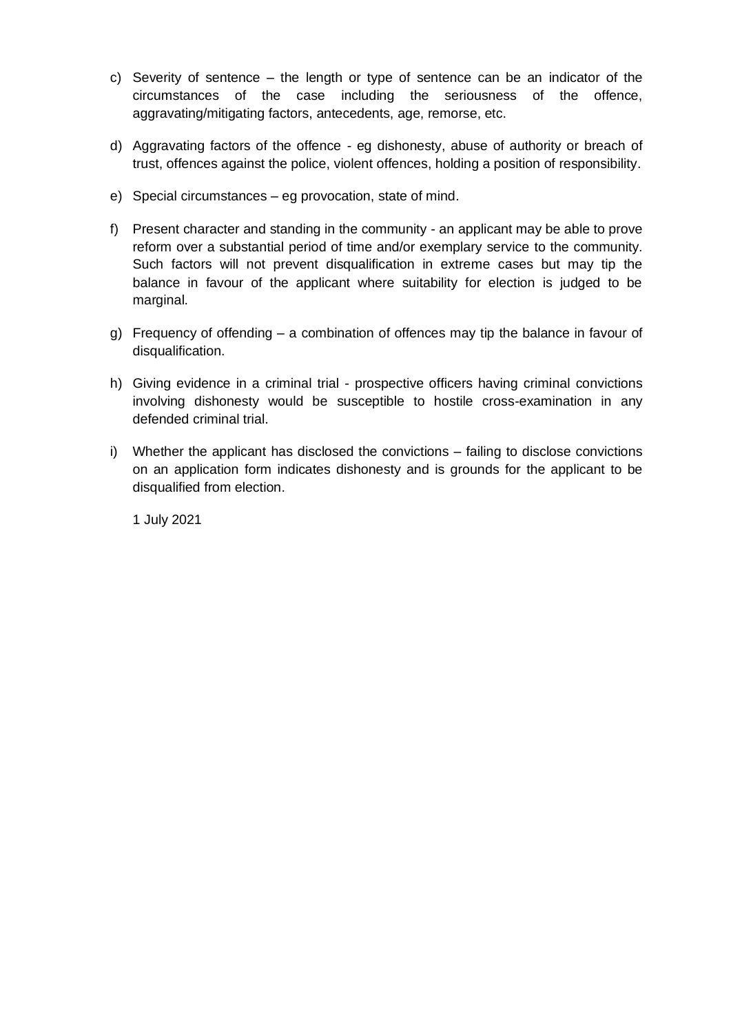c) Severity of sentence – the length or type of sentence can be an indicator of the circumstances of the case including the seriousness of the offence, aggravating/mitigating factors, antecedents, age, remorse, etc.

d) Aggravating factors of the offence - eg dishonesty, abuse of authority or breach of trust, offences against the police, violent offences, holding a position of responsibility.

e) Special circumstances – eg provocation, state of mind.

f) Present character and standing in the community - an applicant may be able to prove reform over a substantial period of time and/or exemplary service to the community. Such factors will not prevent disqualification in extreme cases but may tip the balance in favour of the applicant where suitability for election is judged to be marginal.

g) Frequency of offending – a combination of offences may tip the balance in favour of disqualification.

h) Giving evidence in a criminal trial - prospective officers having criminal convictions involving dishonesty would be susceptible to hostile cross-examination in any defended criminal trial.

i) Whether the applicant has disclosed the convictions – failing to disclose convictions on an application form indicates dishonesty and is grounds for the applicant to be disqualified from election.

1 July 2021